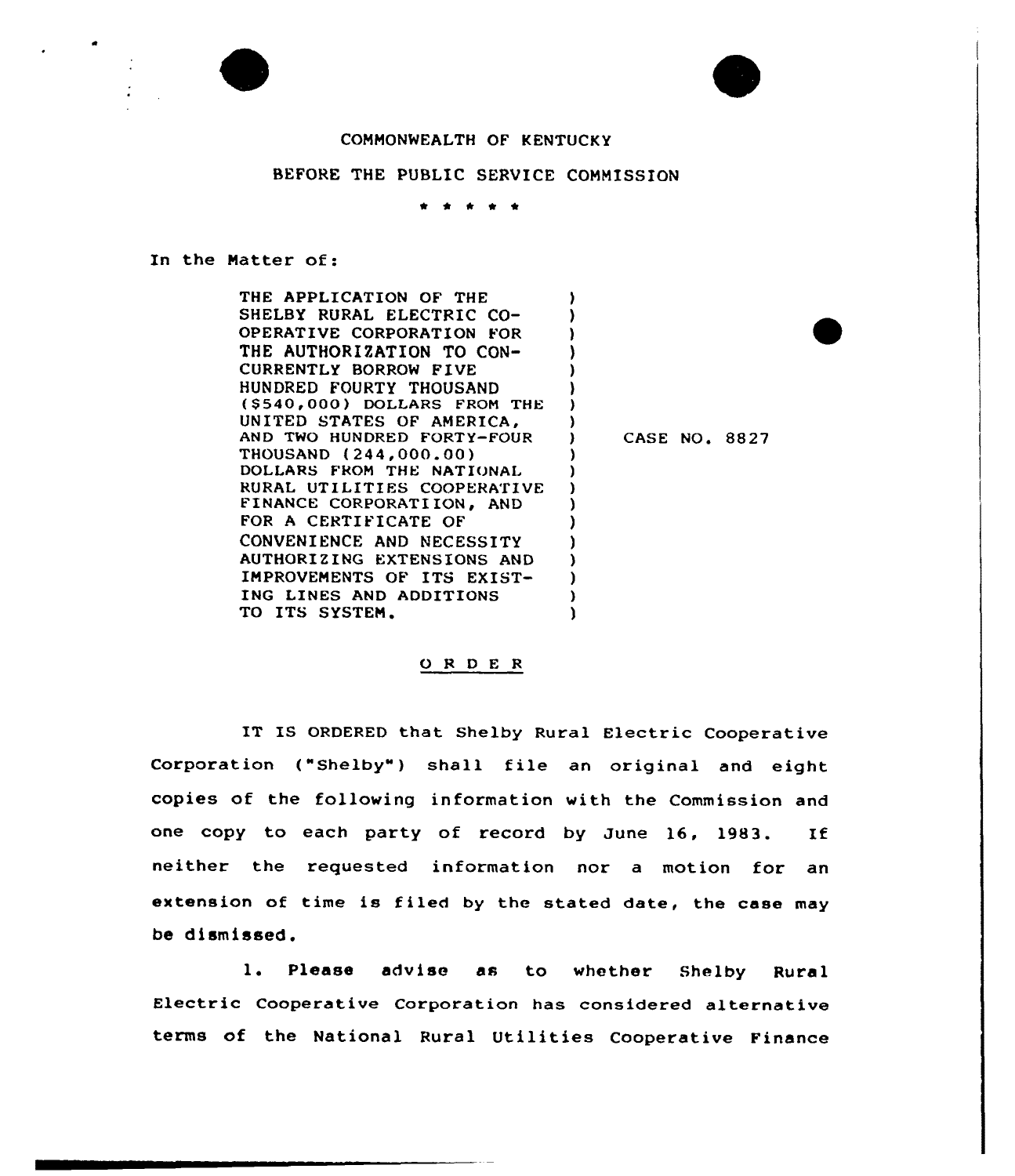COMMONWEALTH OF KENTUCKY

BEFORE THE PUBLIC SERVICE COMMISSION

\* \* \* \* \*

In the Matter of:

THE APPLICATION OF THE SHELBY RURAL ELECTRIC CO-OPERATIVE CORPORATION FOR THE AUTHORIZATION TO CONCURRENTLY BORROW FIVE HUNDRED FOURTY THOUSAND ($540,000) DOLLARS FROM THE UNITED STATES OF AMERICA, AND TWO HUNDRED FORTY-FOUR THOUSAND (244,000.00) DOLLARS FROM THE NATIONAL RURAL UTILITIES COOPERATIVE FINANCE CORPORATIION, AND FOR A CERTIFICATE OF CONVENIENCE AND NECESSITY AUTHORIZING EXTENSIONS AND IMPROVEMENTS OF ITS EXISTING LINES AND ADDITIONS TO ITS SYSTEM.

CASE NO. 8827

## O R D E R

IT IS ORDERED that Shelby Rural Electric Cooperative Corporation ("Shelby") shall file an original and eight copies of the following information with the Commission and one copy to each party of record by June 16, 1983. If neither the requested information nor a motion for an extension of time is filed by the stated date, the case may be dismissed.

1. Please advise as to whether Shelby Rural Electric Cooperative Corporation has considered alternative terms of the National Rural Utilities Cooperative Finance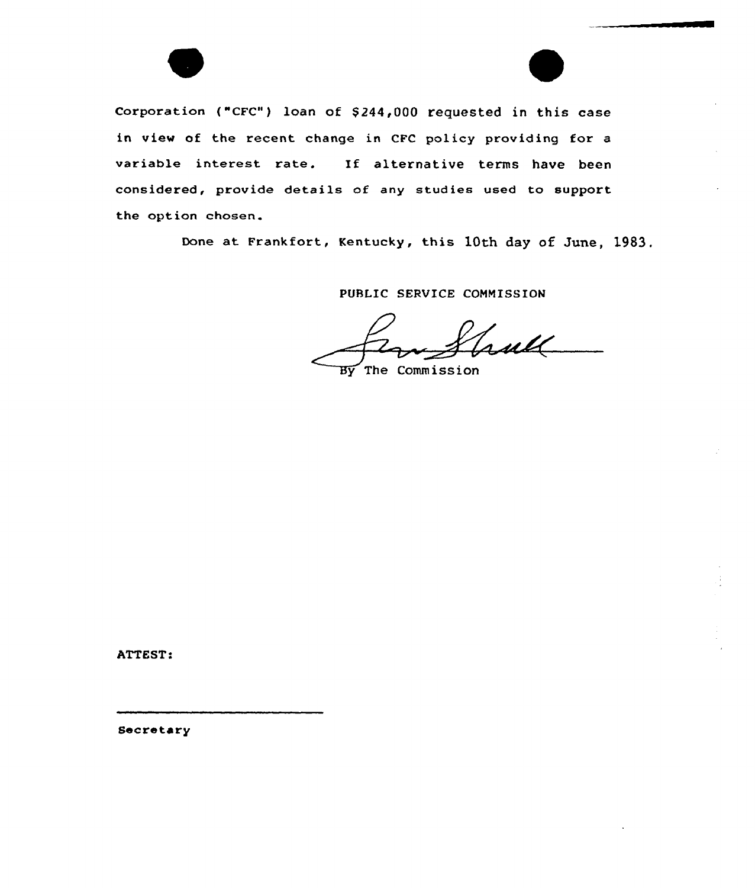Corporation ("CFC") loan of $244,000 requested in this case in view of the recent change in CFC policy providing for a variable interest rate. If alternative terms have been considered, provide details of any studies used to support the option chosen.

Done at Frankfort, Kentucky, this 10th day of June, 1983.

PUBLIC SERVICE COMMISSION

By The Commission

ATTEST:

Secretary